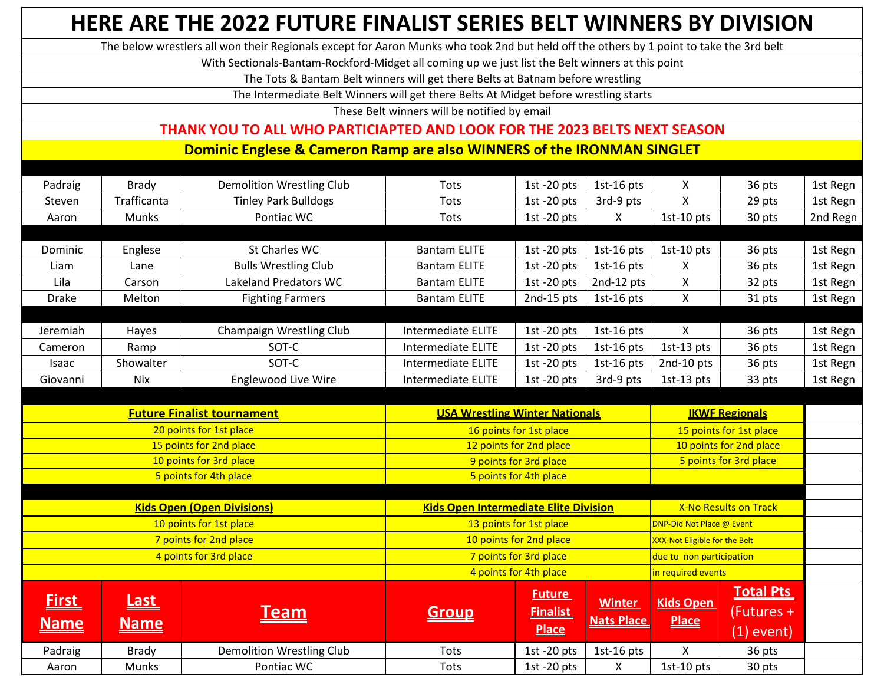# HERE ARE THE 2022 FUTURE FINALIST SERIES BELT WINNERS BY DIVISION

The below wrestlers all won their Regionals except for Aaron Munks who took 2nd but held off the others by 1 point to take the 3rd belt

With Sectionals-Bantam-Rockford-Midget all coming up we just list the Belt winners at this point

The Tots & Bantam Belt winners will get there Belts at Batnam before wrestling

The Intermediate Belt Winners will get there Belts At Midget before wrestling starts

These Belt winners will be notified by email

**THANK YOU TO ALL WHO PARTICIAPTED AND LOOK FOR THE 2023 BELTS NEXT SEASON**

**Dominic Englese & Cameron Ramp are also WINNERS of the IRONMAN SINGLET**

| First Name | Last Name | Team | Group | Future Finalist Place | Winter Nats Place | Kids Open Place | Total Pts (Futures + (1) event) | |
|---|---|---|---|---|---|---|---|---|
| Padraig | Brady | Demolition Wrestling Club | Tots | 1st -20 pts | 1st-16 pts | X | 36 pts | 1st Regn |
| Steven | Trafficanta | Tinley Park Bulldogs | Tots | 1st -20 pts | 3rd-9 pts | X | 29 pts | 1st Regn |
| Aaron | Munks | Pontiac WC | Tots | 1st -20 pts | X | 1st-10 pts | 30 pts | 2nd Regn |
| | | | | | | | | |
| Dominic | Englese | St Charles WC | Bantam ELITE | 1st -20 pts | 1st-16 pts | 1st-10 pts | 36 pts | 1st Regn |
| Liam | Lane | Bulls Wrestling Club | Bantam ELITE | 1st -20 pts | 1st-16 pts | X | 36 pts | 1st Regn |
| Lila | Carson | Lakeland Predators WC | Bantam ELITE | 1st -20 pts | 2nd-12 pts | X | 32 pts | 1st Regn |
| Drake | Melton | Fighting Farmers | Bantam ELITE | 2nd-15 pts | 1st-16 pts | X | 31 pts | 1st Regn |
| | | | | | | | | |
| Jeremiah | Hayes | Champaign Wrestling Club | Intermediate ELITE | 1st -20 pts | 1st-16 pts | X | 36 pts | 1st Regn |
| Cameron | Ramp | SOT-C | Intermediate ELITE | 1st -20 pts | 1st-16 pts | 1st-13 pts | 36 pts | 1st Regn |
| Isaac | Showalter | SOT-C | Intermediate ELITE | 1st -20 pts | 1st-16 pts | 2nd-10 pts | 36 pts | 1st Regn |
| Giovanni | Nix | Englewood Live Wire | Intermediate ELITE | 1st -20 pts | 3rd-9 pts | 1st-13 pts | 33 pts | 1st Regn |

| Future Finalist tournament | USA Wrestling Winter Nationals | IKWF Regionals |
|---|---|---|
| 20 points for 1st place | 16 points for 1st place | 15 points for 1st place |
| 15 points for 2nd place | 12 points for 2nd place | 10 points for 2nd place |
| 10 points for 3rd place | 9 points for 3rd place | 5 points for 3rd place |
| 5 points for 4th place | 5 points for 4th place | |

| Kids Open (Open Divisions) | Kids Open Intermediate Elite Division | X-No Results on Track |
|---|---|---|
| 10 points for 1st place | 13 points for 1st place | DNP-Did Not Place @ Event |
| 7 points for 2nd place | 10 points for 2nd place | XXX-Not Eligible for the Belt |
| 4 points for 3rd place | 7 points for 3rd place | due to non participation |
| | 4 points for 4th place | in required events |

| First Name | Last Name | Team | Group | Future Finalist Place | Winter Nats Place | Kids Open Place | Total Pts (Futures + (1) event) | |
|---|---|---|---|---|---|---|---|---|
| Padraig | Brady | Demolition Wrestling Club | Tots | 1st -20 pts | 1st-16 pts | X | 36 pts | |
| Aaron | Munks | Pontiac WC | Tots | 1st -20 pts | X | 1st-10 pts | 30 pts | |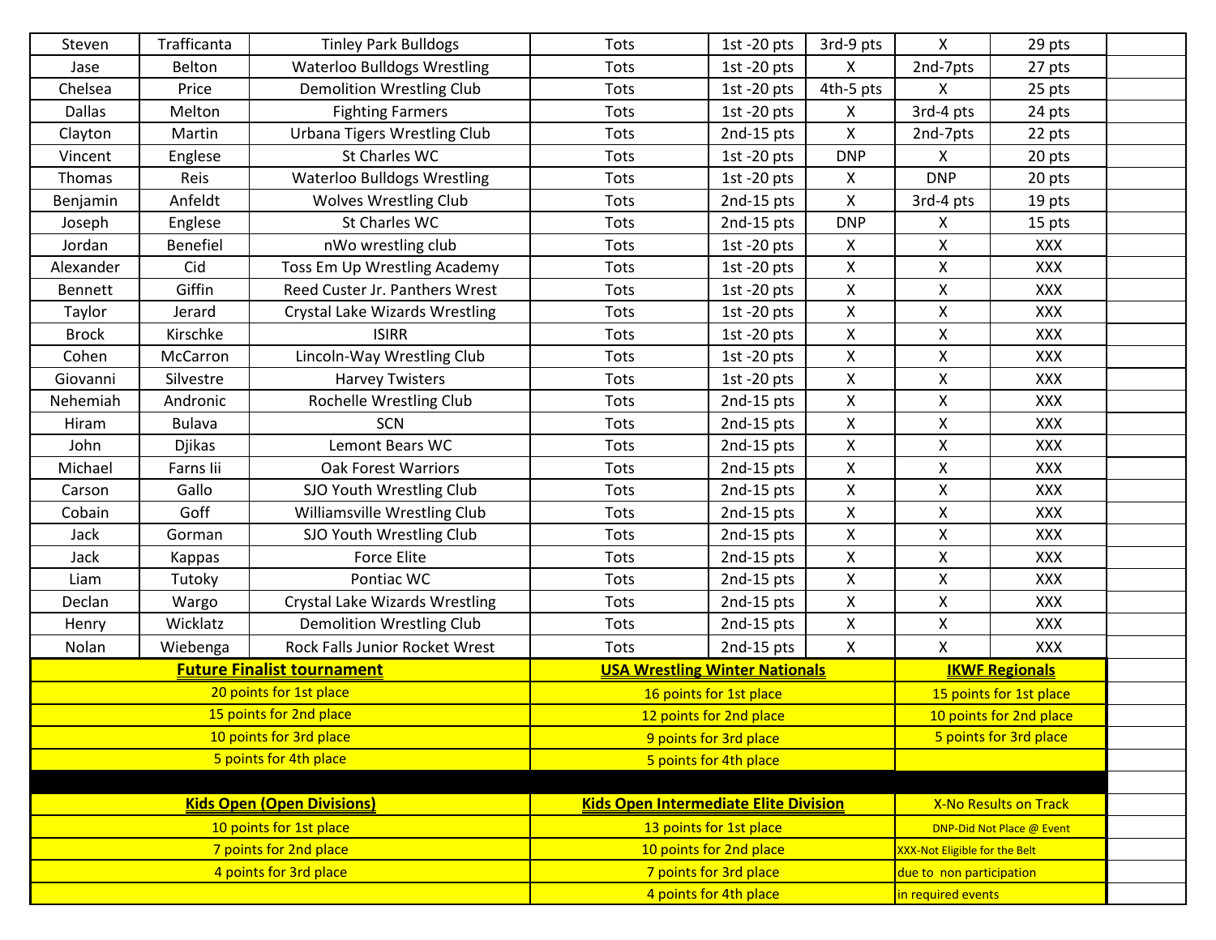| | | | | | | | | |
|---|---|---|---|---|---|---|---|---|
| Steven | Trafficanta | Tinley Park Bulldogs | Tots | 1st -20 pts | 3rd-9 pts | X | 29 pts | |
| Jase | Belton | Waterloo Bulldogs Wrestling | Tots | 1st -20 pts | X | 2nd-7pts | 27 pts | |
| Chelsea | Price | Demolition Wrestling Club | Tots | 1st -20 pts | 4th-5 pts | X | 25 pts | |
| Dallas | Melton | Fighting Farmers | Tots | 1st -20 pts | X | 3rd-4 pts | 24 pts | |
| Clayton | Martin | Urbana Tigers Wrestling Club | Tots | 2nd-15 pts | X | 2nd-7pts | 22 pts | |
| Vincent | Englese | St Charles WC | Tots | 1st -20 pts | DNP | X | 20 pts | |
| Thomas | Reis | Waterloo Bulldogs Wrestling | Tots | 1st -20 pts | X | DNP | 20 pts | |
| Benjamin | Anfeldt | Wolves Wrestling Club | Tots | 2nd-15 pts | X | 3rd-4 pts | 19 pts | |
| Joseph | Englese | St Charles WC | Tots | 2nd-15 pts | DNP | X | 15 pts | |
| Jordan | Benefiel | nWo wrestling club | Tots | 1st -20 pts | X | X | XXX | |
| Alexander | Cid | Toss Em Up Wrestling Academy | Tots | 1st -20 pts | X | X | XXX | |
| Bennett | Giffin | Reed Custer Jr. Panthers Wrest | Tots | 1st -20 pts | X | X | XXX | |
| Taylor | Jerard | Crystal Lake Wizards Wrestling | Tots | 1st -20 pts | X | X | XXX | |
| Brock | Kirschke | ISIRR | Tots | 1st -20 pts | X | X | XXX | |
| Cohen | McCarron | Lincoln-Way Wrestling Club | Tots | 1st -20 pts | X | X | XXX | |
| Giovanni | Silvestre | Harvey Twisters | Tots | 1st -20 pts | X | X | XXX | |
| Nehemiah | Andronic | Rochelle Wrestling Club | Tots | 2nd-15 pts | X | X | XXX | |
| Hiram | Bulava | SCN | Tots | 2nd-15 pts | X | X | XXX | |
| John | Djikas | Lemont Bears WC | Tots | 2nd-15 pts | X | X | XXX | |
| Michael | Farns Iii | Oak Forest Warriors | Tots | 2nd-15 pts | X | X | XXX | |
| Carson | Gallo | SJO Youth Wrestling Club | Tots | 2nd-15 pts | X | X | XXX | |
| Cobain | Goff | Williamsville Wrestling Club | Tots | 2nd-15 pts | X | X | XXX | |
| Jack | Gorman | SJO Youth Wrestling Club | Tots | 2nd-15 pts | X | X | XXX | |
| Jack | Kappas | Force Elite | Tots | 2nd-15 pts | X | X | XXX | |
| Liam | Tutoky | Pontiac WC | Tots | 2nd-15 pts | X | X | XXX | |
| Declan | Wargo | Crystal Lake Wizards Wrestling | Tots | 2nd-15 pts | X | X | XXX | |
| Henry | Wicklatz | Demolition Wrestling Club | Tots | 2nd-15 pts | X | X | XXX | |
| Nolan | Wiebenga | Rock Falls Junior Rocket Wrest | Tots | 2nd-15 pts | X | X | XXX | |

| **Future Finalist tournament** | **USA Wrestling Winter Nationals** | **IKWF Regionals** |
|---|---|---|
| 20 points for 1st place | 16 points for 1st place | 15 points for 1st place |
| 15 points for 2nd place | 12 points for 2nd place | 10 points for 2nd place |
| 10 points for 3rd place | 9 points for 3rd place | 5 points for 3rd place |
| 5 points for 4th place | 5 points for 4th place | |

| **Kids Open (Open Divisions)** | **Kids Open Intermediate Elite Division** | X-No Results on Track |
|---|---|---|
| 10 points for 1st place | 13 points for 1st place | DNP-Did Not Place @ Event |
| 7 points for 2nd place | 10 points for 2nd place | XXX-Not Eligible for the Belt |
| 4 points for 3rd place | 7 points for 3rd place | due to non participation |
| | 4 points for 4th place | in required events |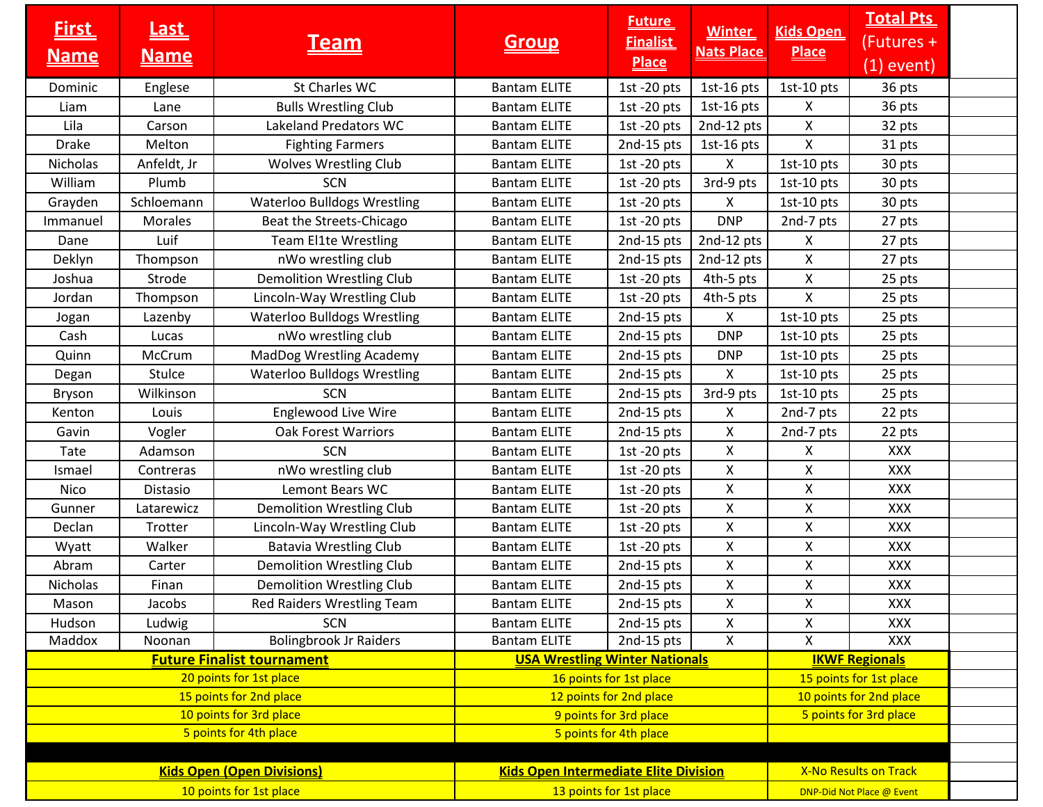| First Name | Last Name | Team | Group | Future Finalist Place | Winter Nats Place | Kids Open Place | Total Pts (Futures + (1) event) |
|---|---|---|---|---|---|---|---|
| Dominic | Englese | St Charles WC | Bantam ELITE | 1st -20 pts | 1st-16 pts | 1st-10 pts | 36 pts |
| Liam | Lane | Bulls Wrestling Club | Bantam ELITE | 1st -20 pts | 1st-16 pts | X | 36 pts |
| Lila | Carson | Lakeland Predators WC | Bantam ELITE | 1st -20 pts | 2nd-12 pts | X | 32 pts |
| Drake | Melton | Fighting Farmers | Bantam ELITE | 2nd-15 pts | 1st-16 pts | X | 31 pts |
| Nicholas | Anfeldt, Jr | Wolves Wrestling Club | Bantam ELITE | 1st -20 pts | X | 1st-10 pts | 30 pts |
| William | Plumb | SCN | Bantam ELITE | 1st -20 pts | 3rd-9 pts | 1st-10 pts | 30 pts |
| Grayden | Schloemann | Waterloo Bulldogs Wrestling | Bantam ELITE | 1st -20 pts | X | 1st-10 pts | 30 pts |
| Immanuel | Morales | Beat the Streets-Chicago | Bantam ELITE | 1st -20 pts | DNP | 2nd-7 pts | 27 pts |
| Dane | Luif | Team El1te Wrestling | Bantam ELITE | 2nd-15 pts | 2nd-12 pts | X | 27 pts |
| Deklyn | Thompson | nWo wrestling club | Bantam ELITE | 2nd-15 pts | 2nd-12 pts | X | 27 pts |
| Joshua | Strode | Demolition Wrestling Club | Bantam ELITE | 1st -20 pts | 4th-5 pts | X | 25 pts |
| Jordan | Thompson | Lincoln-Way Wrestling Club | Bantam ELITE | 1st -20 pts | 4th-5 pts | X | 25 pts |
| Jogan | Lazenby | Waterloo Bulldogs Wrestling | Bantam ELITE | 2nd-15 pts | X | 1st-10 pts | 25 pts |
| Cash | Lucas | nWo wrestling club | Bantam ELITE | 2nd-15 pts | DNP | 1st-10 pts | 25 pts |
| Quinn | McCrum | MadDog Wrestling Academy | Bantam ELITE | 2nd-15 pts | DNP | 1st-10 pts | 25 pts |
| Degan | Stulce | Waterloo Bulldogs Wrestling | Bantam ELITE | 2nd-15 pts | X | 1st-10 pts | 25 pts |
| Bryson | Wilkinson | SCN | Bantam ELITE | 2nd-15 pts | 3rd-9 pts | 1st-10 pts | 25 pts |
| Kenton | Louis | Englewood Live Wire | Bantam ELITE | 2nd-15 pts | X | 2nd-7 pts | 22 pts |
| Gavin | Vogler | Oak Forest Warriors | Bantam ELITE | 2nd-15 pts | X | 2nd-7 pts | 22 pts |
| Tate | Adamson | SCN | Bantam ELITE | 1st -20 pts | X | X | XXX |
| Ismael | Contreras | nWo wrestling club | Bantam ELITE | 1st -20 pts | X | X | XXX |
| Nico | Distasio | Lemont Bears WC | Bantam ELITE | 1st -20 pts | X | X | XXX |
| Gunner | Latarewicz | Demolition Wrestling Club | Bantam ELITE | 1st -20 pts | X | X | XXX |
| Declan | Trotter | Lincoln-Way Wrestling Club | Bantam ELITE | 1st -20 pts | X | X | XXX |
| Wyatt | Walker | Batavia Wrestling Club | Bantam ELITE | 1st -20 pts | X | X | XXX |
| Abram | Carter | Demolition Wrestling Club | Bantam ELITE | 2nd-15 pts | X | X | XXX |
| Nicholas | Finan | Demolition Wrestling Club | Bantam ELITE | 2nd-15 pts | X | X | XXX |
| Mason | Jacobs | Red Raiders Wrestling Team | Bantam ELITE | 2nd-15 pts | X | X | XXX |
| Hudson | Ludwig | SCN | Bantam ELITE | 2nd-15 pts | X | X | XXX |
| Maddox | Noonan | Bolingbrook Jr Raiders | Bantam ELITE | 2nd-15 pts | X | X | XXX |

| Future Finalist tournament | USA Wrestling Winter Nationals | IKWF Regionals |
|---|---|---|
| 20 points for 1st place | 16 points for 1st place | 15 points for 1st place |
| 15 points for 2nd place | 12 points for 2nd place | 10 points for 2nd place |
| 10 points for 3rd place | 9 points for 3rd place | 5 points for 3rd place |
| 5 points for 4th place | 5 points for 4th place | |

| Kids Open (Open Divisions) | Kids Open Intermediate Elite Division | X-No Results on Track |
|---|---|---|
| 10 points for 1st place | 13 points for 1st place | DNP-Did Not Place @ Event |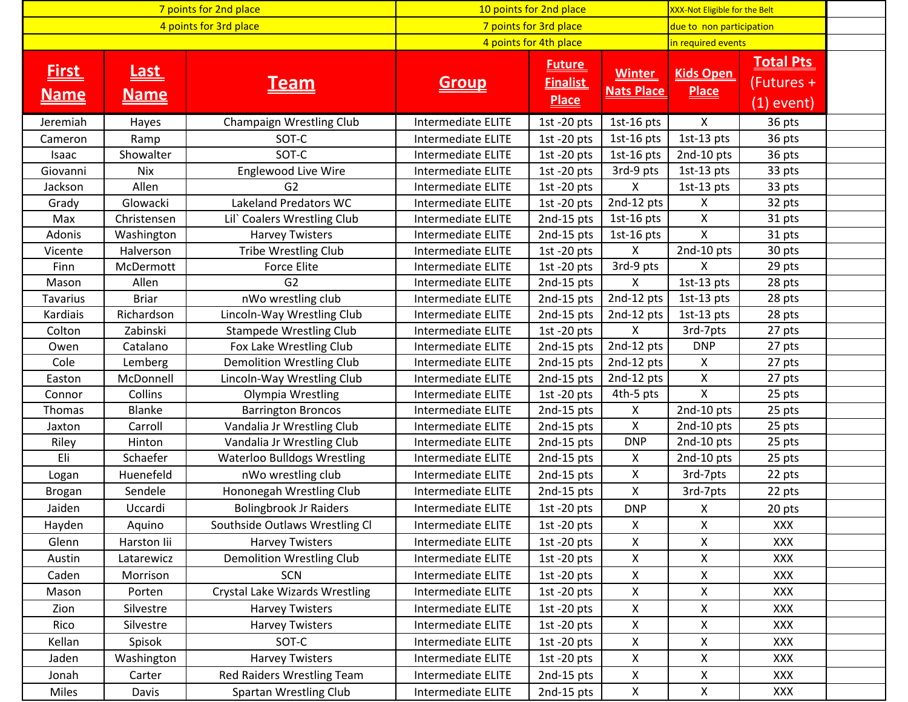| | | 7 points for 2nd place | | 10 points for 2nd place | | XXX-Not Eligible for the Belt | |
|---|---|---|---|---|---|---|---|
| | | 4 points for 3rd place | | 7 points for 3rd place | | due to non participation | |
| | | | | 4 points for 4th place | | in required events | |
| **First Name** | **Last Name** | **Team** | **Group** | **Future Finalist Place** | **Winter Nats Place** | **Kids Open Place** | **Total Pts (Futures + (1) event)** |
| Jeremiah | Hayes | Champaign Wrestling Club | Intermediate ELITE | 1st -20 pts | 1st-16 pts | X | 36 pts |
| Cameron | Ramp | SOT-C | Intermediate ELITE | 1st -20 pts | 1st-16 pts | 1st-13 pts | 36 pts |
| Isaac | Showalter | SOT-C | Intermediate ELITE | 1st -20 pts | 1st-16 pts | 2nd-10 pts | 36 pts |
| Giovanni | Nix | Englewood Live Wire | Intermediate ELITE | 1st -20 pts | 3rd-9 pts | 1st-13 pts | 33 pts |
| Jackson | Allen | G2 | Intermediate ELITE | 1st -20 pts | X | 1st-13 pts | 33 pts |
| Grady | Glowacki | Lakeland Predators WC | Intermediate ELITE | 1st -20 pts | 2nd-12 pts | X | 32 pts |
| Max | Christensen | Lil` Coalers Wrestling Club | Intermediate ELITE | 2nd-15 pts | 1st-16 pts | X | 31 pts |
| Adonis | Washington | Harvey Twisters | Intermediate ELITE | 2nd-15 pts | 1st-16 pts | X | 31 pts |
| Vicente | Halverson | Tribe Wrestling Club | Intermediate ELITE | 1st -20 pts | X | 2nd-10 pts | 30 pts |
| Finn | McDermott | Force Elite | Intermediate ELITE | 1st -20 pts | 3rd-9 pts | X | 29 pts |
| Mason | Allen | G2 | Intermediate ELITE | 2nd-15 pts | X | 1st-13 pts | 28 pts |
| Tavarius | Briar | nWo wrestling club | Intermediate ELITE | 2nd-15 pts | 2nd-12 pts | 1st-13 pts | 28 pts |
| Kardiais | Richardson | Lincoln-Way Wrestling Club | Intermediate ELITE | 2nd-15 pts | 2nd-12 pts | 1st-13 pts | 28 pts |
| Colton | Zabinski | Stampede Wrestling Club | Intermediate ELITE | 1st -20 pts | X | 3rd-7pts | 27 pts |
| Owen | Catalano | Fox Lake Wrestling Club | Intermediate ELITE | 2nd-15 pts | 2nd-12 pts | DNP | 27 pts |
| Cole | Lemberg | Demolition Wrestling Club | Intermediate ELITE | 2nd-15 pts | 2nd-12 pts | X | 27 pts |
| Easton | McDonnell | Lincoln-Way Wrestling Club | Intermediate ELITE | 2nd-15 pts | 2nd-12 pts | X | 27 pts |
| Connor | Collins | Olympia Wrestling | Intermediate ELITE | 1st -20 pts | 4th-5 pts | X | 25 pts |
| Thomas | Blanke | Barrington Broncos | Intermediate ELITE | 2nd-15 pts | X | 2nd-10 pts | 25 pts |
| Jaxton | Carroll | Vandalia Jr Wrestling Club | Intermediate ELITE | 2nd-15 pts | X | 2nd-10 pts | 25 pts |
| Riley | Hinton | Vandalia Jr Wrestling Club | Intermediate ELITE | 2nd-15 pts | DNP | 2nd-10 pts | 25 pts |
| Eli | Schaefer | Waterloo Bulldogs Wrestling | Intermediate ELITE | 2nd-15 pts | X | 2nd-10 pts | 25 pts |
| Logan | Huenefeld | nWo wrestling club | Intermediate ELITE | 2nd-15 pts | X | 3rd-7pts | 22 pts |
| Brogan | Sendele | Hononegah Wrestling Club | Intermediate ELITE | 2nd-15 pts | X | 3rd-7pts | 22 pts |
| Jaiden | Uccardi | Bolingbrook Jr Raiders | Intermediate ELITE | 1st -20 pts | DNP | X | 20 pts |
| Hayden | Aquino | Southside Outlaws Wrestling Cl | Intermediate ELITE | 1st -20 pts | X | X | XXX |
| Glenn | Harston Iii | Harvey Twisters | Intermediate ELITE | 1st -20 pts | X | X | XXX |
| Austin | Latarewicz | Demolition Wrestling Club | Intermediate ELITE | 1st -20 pts | X | X | XXX |
| Caden | Morrison | SCN | Intermediate ELITE | 1st -20 pts | X | X | XXX |
| Mason | Porten | Crystal Lake Wizards Wrestling | Intermediate ELITE | 1st -20 pts | X | X | XXX |
| Zion | Silvestre | Harvey Twisters | Intermediate ELITE | 1st -20 pts | X | X | XXX |
| Rico | Silvestre | Harvey Twisters | Intermediate ELITE | 1st -20 pts | X | X | XXX |
| Kellan | Spisok | SOT-C | Intermediate ELITE | 1st -20 pts | X | X | XXX |
| Jaden | Washington | Harvey Twisters | Intermediate ELITE | 1st -20 pts | X | X | XXX |
| Jonah | Carter | Red Raiders Wrestling Team | Intermediate ELITE | 2nd-15 pts | X | X | XXX |
| Miles | Davis | Spartan Wrestling Club | Intermediate ELITE | 2nd-15 pts | X | X | XXX |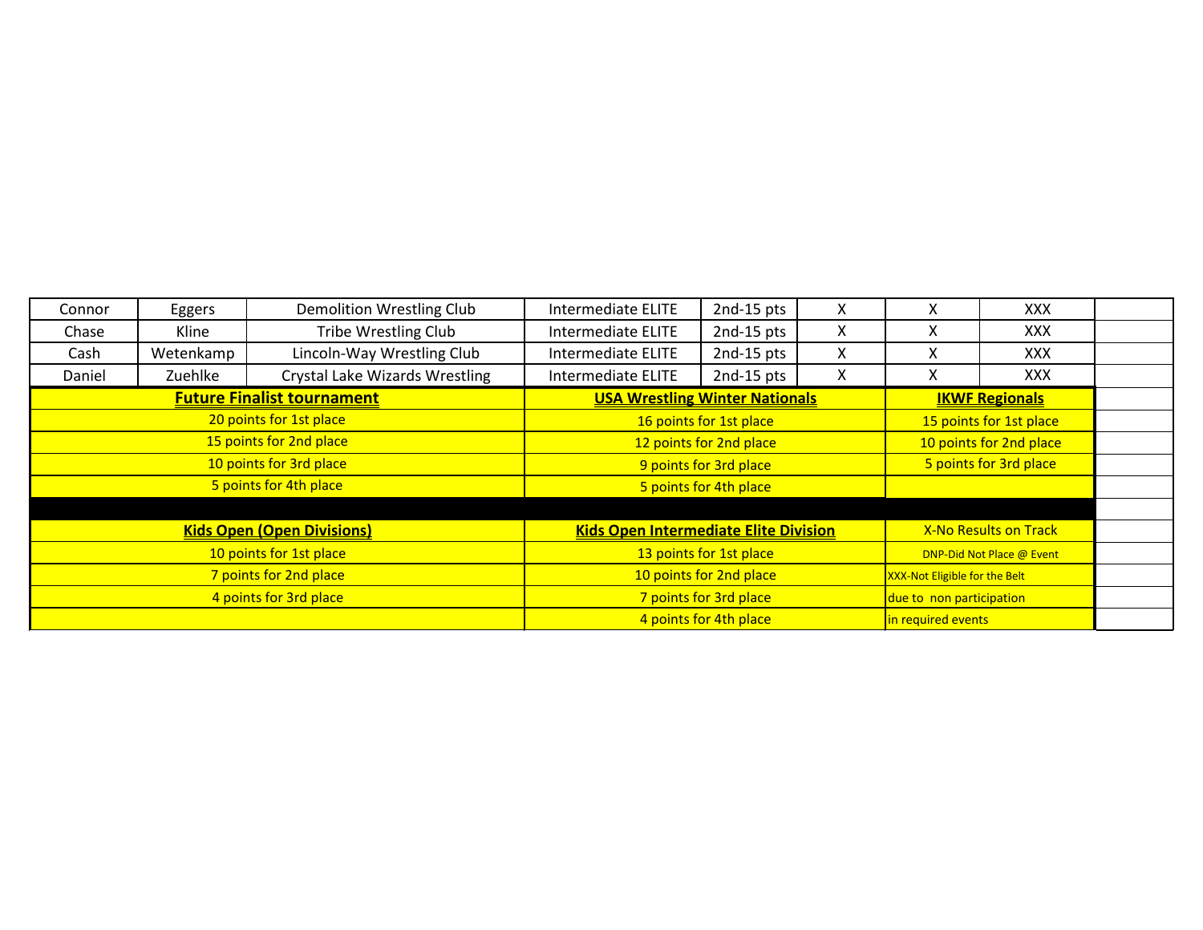| | | | | | | | | |
|---|---|---|---|---|---|---|---|---|
| Connor | Eggers | Demolition Wrestling Club | Intermediate ELITE | 2nd-15 pts | X | X | XXX | |
| Chase | Kline | Tribe Wrestling Club | Intermediate ELITE | 2nd-15 pts | X | X | XXX | |
| Cash | Wetenkamp | Lincoln-Way Wrestling Club | Intermediate ELITE | 2nd-15 pts | X | X | XXX | |
| Daniel | Zuehlke | Crystal Lake Wizards Wrestling | Intermediate ELITE | 2nd-15 pts | X | X | XXX | |

| **Future Finalist tournament** | **USA Wrestling Winter Nationals** | **IKWF Regionals** |
|---|---|---|
| 20 points for 1st place | 16 points for 1st place | 15 points for 1st place |
| 15 points for 2nd place | 12 points for 2nd place | 10 points for 2nd place |
| 10 points for 3rd place | 9 points for 3rd place | 5 points for 3rd place |
| 5 points for 4th place | 5 points for 4th place | |

| **Kids Open (Open Divisions)** | **Kids Open Intermediate Elite Division** | X-No Results on Track |
|---|---|---|
| 10 points for 1st place | 13 points for 1st place | DNP-Did Not Place @ Event |
| 7 points for 2nd place | 10 points for 2nd place | XXX-Not Eligible for the Belt |
| 4 points for 3rd place | 7 points for 3rd place | due to non participation |
| | 4 points for 4th place | in required events |